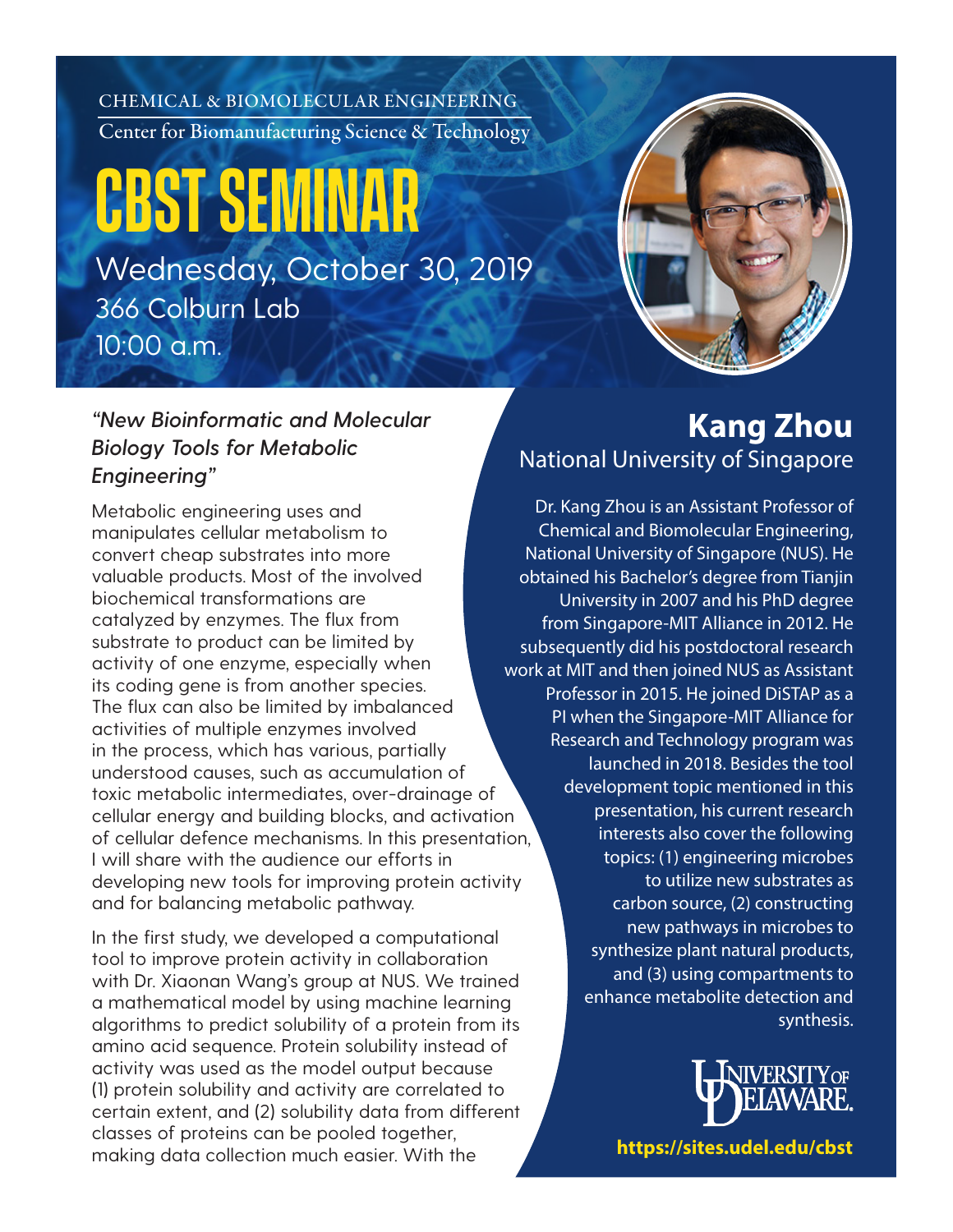CHEMICAL & BIOMOLECULAR ENGINEERING

Center for Biomanufacturing Science & Technology

# CBST SEMINAR

## Wednesday, October 30, 2019

366 Colburn Lab

10:00 a.m.

## Kang Zhou

National University of Singapore

Dr. Kang Zhou is an Assistant Professor of Chemical and Biomolecular Engineering, National University of Singapore (NUS). He obtained his Bachelor's degree from Tianjin University in 2007 and his PhD degree from Singapore-MIT Alliance in 2012. He subsequently did his postdoctoral research work at MIT and then joined NUS as Assistant Professor in 2015. He joined DiSTAP as a PI when the Singapore-MIT Alliance for Research and Technology program was launched in 2018. Besides the tool development topic mentioned in this presentation, his current research interests also cover the following topics: (1) engineering microbes to utilize new substrates as carbon source, (2) constructing new pathways in microbes to synthesize plant natural products, and (3) using compartments to enhance metabolite detection and synthesis.

### *"New Bioinformatic and Molecular Biology Tools for Metabolic Engineering"*

Metabolic engineering uses and manipulates cellular metabolism to convert cheap substrates into more valuable products. Most of the involved biochemical transformations are catalyzed by enzymes. The flux from substrate to product can be limited by activity of one enzyme, especially when its coding gene is from another species. The flux can also be limited by imbalanced activities of multiple enzymes involved in the process, which has various, partially understood causes, such as accumulation of toxic metabolic intermediates, over-drainage of cellular energy and building blocks, and activation of cellular defence mechanisms. In this presentation, I will share with the audience our efforts in developing new tools for improving protein activity and for balancing metabolic pathway.

In the first study, we developed a computational tool to improve protein activity in collaboration with Dr. Xiaonan Wang's group at NUS. We trained a mathematical model by using machine learning algorithms to predict solubility of a protein from its amino acid sequence. Protein solubility instead of activity was used as the model output because (1) protein solubility and activity are correlated to certain extent, and (2) solubility data from different classes of proteins can be pooled together, making data collection much easier. With the

UNIVERSITY OF DELAWARE

**https://sites.udel.edu/cbst**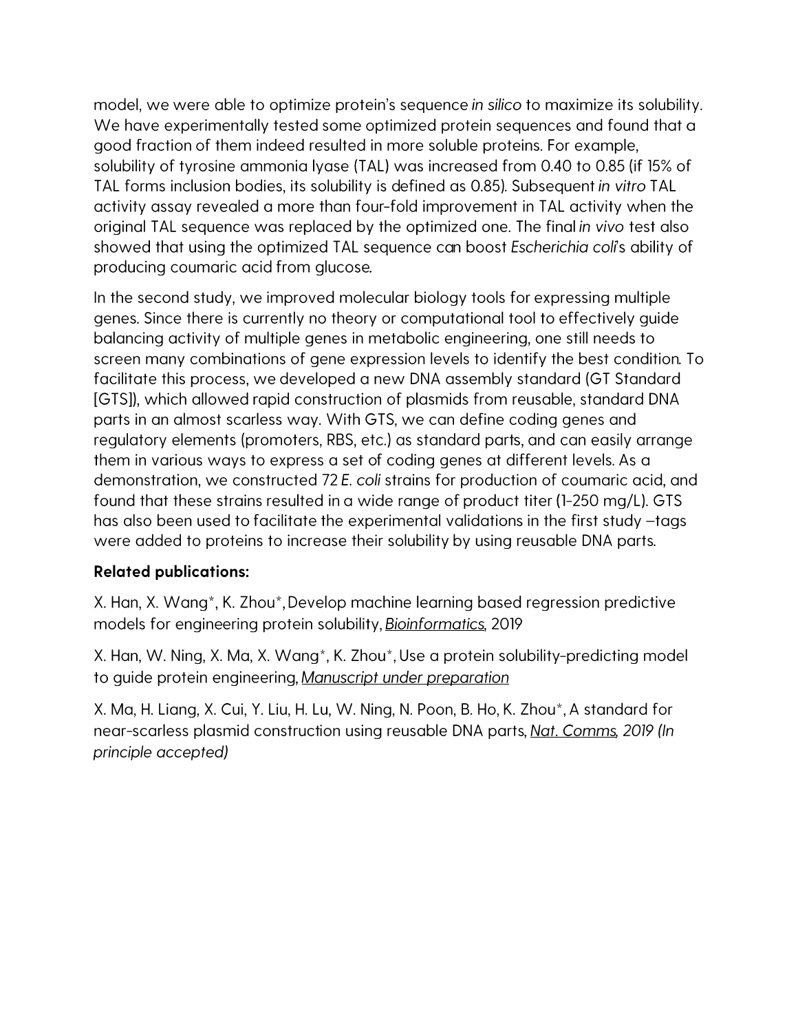model, we were able to optimize protein's sequence *in silico* to maximize its solubility. We have experimentally tested some optimized protein sequences and found that a good fraction of them indeed resulted in more soluble proteins. For example, solubility of tyrosine ammonia lyase (TAL) was increased from 0.40 to 0.85 (if 15% of TAL forms inclusion bodies, its solubility is defined as 0.85). Subsequent *in vitro* TAL activity assay revealed a more than four-fold improvement in TAL activity when the original TAL sequence was replaced by the optimized one. The final *in vivo* test also showed that using the optimized TAL sequence can boost *Escherichia coli*'s ability of producing coumaric acid from glucose.

In the second study, we improved molecular biology tools for expressing multiple genes. Since there is currently no theory or computational tool to effectively guide balancing activity of multiple genes in metabolic engineering, one still needs to screen many combinations of gene expression levels to identify the best condition. To facilitate this process, we developed a new DNA assembly standard (GT Standard [GTS]), which allowed rapid construction of plasmids from reusable, standard DNA parts in an almost scarless way. With GTS, we can define coding genes and regulatory elements (promoters, RBS, etc.) as standard parts, and can easily arrange them in various ways to express a set of coding genes at different levels. As a demonstration, we constructed 72 *E. coli* strains for production of coumaric acid, and found that these strains resulted in a wide range of product titer (1-250 mg/L). GTS has also been used to facilitate the experimental validations in the first study –tags were added to proteins to increase their solubility by using reusable DNA parts.

**Related publications:**

X. Han, X. Wang*, K. Zhou*, Develop machine learning based regression predictive models for engineering protein solubility, *Bioinformatics*, 2019

X. Han, W. Ning, X. Ma, X. Wang*, K. Zhou*, Use a protein solubility-predicting model to guide protein engineering, *Manuscript under preparation*

X. Ma, H. Liang, X. Cui, Y. Liu, H. Lu, W. Ning, N. Poon, B. Ho, K. Zhou*, A standard for near-scarless plasmid construction using reusable DNA parts, *Nat. Comms, 2019 (In principle accepted)*